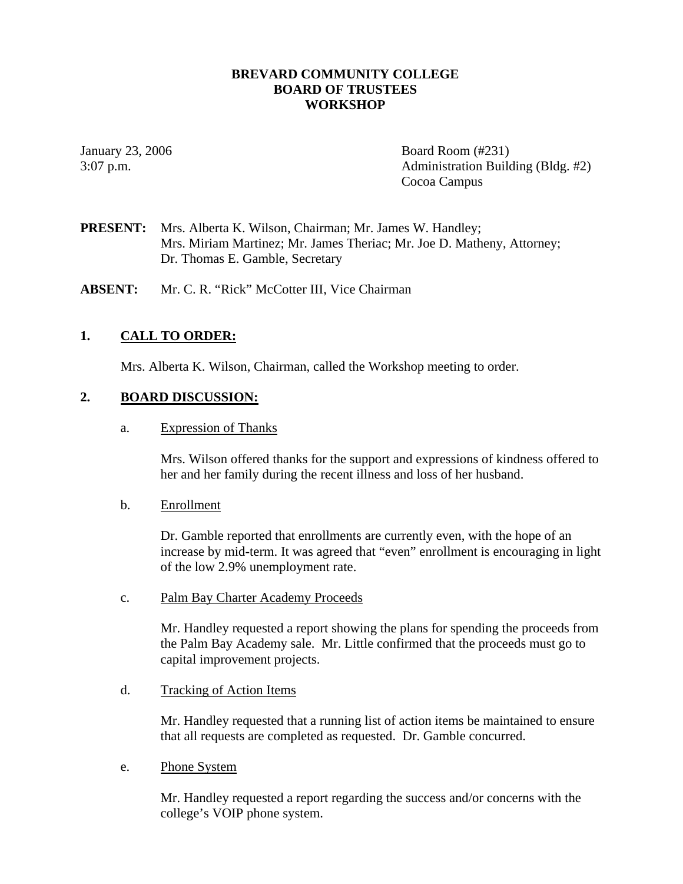**BREVARD COMMUNITY COLLEGE**
**BOARD OF TRUSTEES**
**WORKSHOP**

January 23, 2006
3:07 p.m.

Board Room (#231)
Administration Building (Bldg. #2)
Cocoa Campus

**PRESENT:** Mrs. Alberta K. Wilson, Chairman; Mr. James W. Handley; Mrs. Miriam Martinez; Mr. James Theriac; Mr. Joe D. Matheny, Attorney; Dr. Thomas E. Gamble, Secretary

**ABSENT:** Mr. C. R. "Rick" McCotter III, Vice Chairman

## 1. CALL TO ORDER:

Mrs. Alberta K. Wilson, Chairman, called the Workshop meeting to order.

## 2. BOARD DISCUSSION:

a. Expression of Thanks

Mrs. Wilson offered thanks for the support and expressions of kindness offered to her and her family during the recent illness and loss of her husband.

b. Enrollment

Dr. Gamble reported that enrollments are currently even, with the hope of an increase by mid-term. It was agreed that "even" enrollment is encouraging in light of the low 2.9% unemployment rate.

c. Palm Bay Charter Academy Proceeds

Mr. Handley requested a report showing the plans for spending the proceeds from the Palm Bay Academy sale. Mr. Little confirmed that the proceeds must go to capital improvement projects.

d. Tracking of Action Items

Mr. Handley requested that a running list of action items be maintained to ensure that all requests are completed as requested. Dr. Gamble concurred.

e. Phone System

Mr. Handley requested a report regarding the success and/or concerns with the college's VOIP phone system.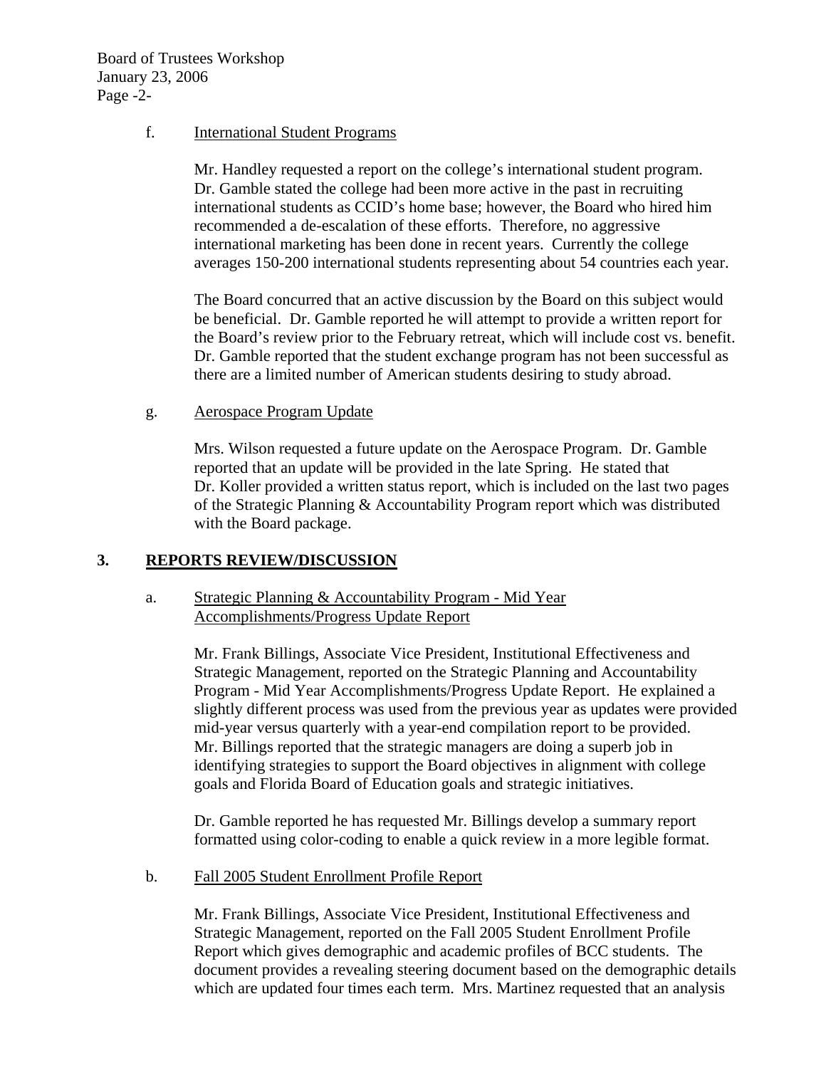f. International Student Programs

Mr. Handley requested a report on the college's international student program. Dr. Gamble stated the college had been more active in the past in recruiting international students as CCID's home base; however, the Board who hired him recommended a de-escalation of these efforts. Therefore, no aggressive international marketing has been done in recent years. Currently the college averages 150-200 international students representing about 54 countries each year.

The Board concurred that an active discussion by the Board on this subject would be beneficial. Dr. Gamble reported he will attempt to provide a written report for the Board's review prior to the February retreat, which will include cost vs. benefit. Dr. Gamble reported that the student exchange program has not been successful as there are a limited number of American students desiring to study abroad.

g. Aerospace Program Update

Mrs. Wilson requested a future update on the Aerospace Program. Dr. Gamble reported that an update will be provided in the late Spring. He stated that Dr. Koller provided a written status report, which is included on the last two pages of the Strategic Planning & Accountability Program report which was distributed with the Board package.

## 3. REPORTS REVIEW/DISCUSSION

a. Strategic Planning & Accountability Program - Mid Year Accomplishments/Progress Update Report

Mr. Frank Billings, Associate Vice President, Institutional Effectiveness and Strategic Management, reported on the Strategic Planning and Accountability Program - Mid Year Accomplishments/Progress Update Report. He explained a slightly different process was used from the previous year as updates were provided mid-year versus quarterly with a year-end compilation report to be provided. Mr. Billings reported that the strategic managers are doing a superb job in identifying strategies to support the Board objectives in alignment with college goals and Florida Board of Education goals and strategic initiatives.

Dr. Gamble reported he has requested Mr. Billings develop a summary report formatted using color-coding to enable a quick review in a more legible format.

b. Fall 2005 Student Enrollment Profile Report

Mr. Frank Billings, Associate Vice President, Institutional Effectiveness and Strategic Management, reported on the Fall 2005 Student Enrollment Profile Report which gives demographic and academic profiles of BCC students. The document provides a revealing steering document based on the demographic details which are updated four times each term. Mrs. Martinez requested that an analysis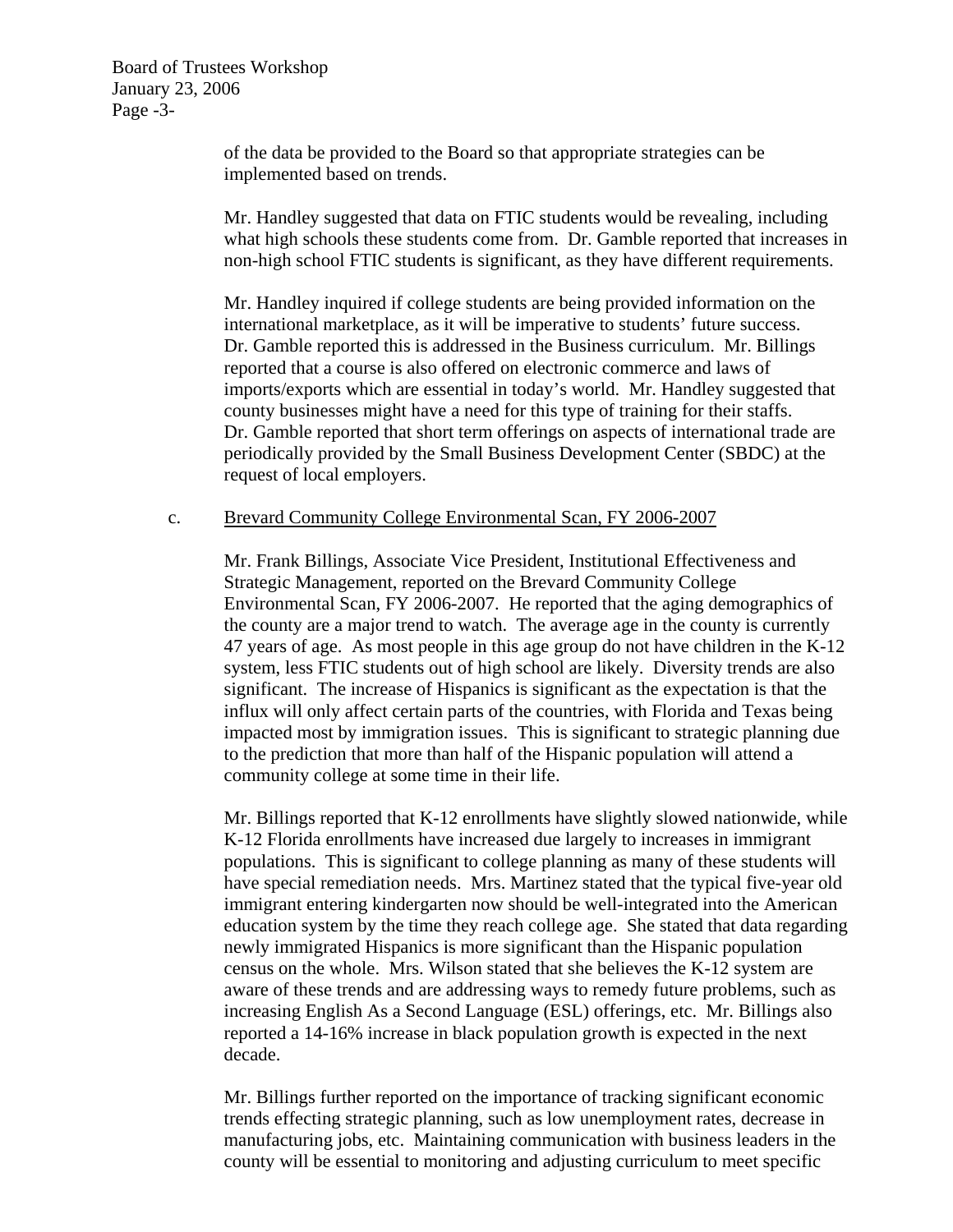of the data be provided to the Board so that appropriate strategies can be implemented based on trends.

Mr. Handley suggested that data on FTIC students would be revealing, including what high schools these students come from. Dr. Gamble reported that increases in non-high school FTIC students is significant, as they have different requirements.

Mr. Handley inquired if college students are being provided information on the international marketplace, as it will be imperative to students' future success. Dr. Gamble reported this is addressed in the Business curriculum. Mr. Billings reported that a course is also offered on electronic commerce and laws of imports/exports which are essential in today's world. Mr. Handley suggested that county businesses might have a need for this type of training for their staffs. Dr. Gamble reported that short term offerings on aspects of international trade are periodically provided by the Small Business Development Center (SBDC) at the request of local employers.

c. Brevard Community College Environmental Scan, FY 2006-2007

Mr. Frank Billings, Associate Vice President, Institutional Effectiveness and Strategic Management, reported on the Brevard Community College Environmental Scan, FY 2006-2007. He reported that the aging demographics of the county are a major trend to watch. The average age in the county is currently 47 years of age. As most people in this age group do not have children in the K-12 system, less FTIC students out of high school are likely. Diversity trends are also significant. The increase of Hispanics is significant as the expectation is that the influx will only affect certain parts of the countries, with Florida and Texas being impacted most by immigration issues. This is significant to strategic planning due to the prediction that more than half of the Hispanic population will attend a community college at some time in their life.

Mr. Billings reported that K-12 enrollments have slightly slowed nationwide, while K-12 Florida enrollments have increased due largely to increases in immigrant populations. This is significant to college planning as many of these students will have special remediation needs. Mrs. Martinez stated that the typical five-year old immigrant entering kindergarten now should be well-integrated into the American education system by the time they reach college age. She stated that data regarding newly immigrated Hispanics is more significant than the Hispanic population census on the whole. Mrs. Wilson stated that she believes the K-12 system are aware of these trends and are addressing ways to remedy future problems, such as increasing English As a Second Language (ESL) offerings, etc. Mr. Billings also reported a 14-16% increase in black population growth is expected in the next decade.

Mr. Billings further reported on the importance of tracking significant economic trends effecting strategic planning, such as low unemployment rates, decrease in manufacturing jobs, etc. Maintaining communication with business leaders in the county will be essential to monitoring and adjusting curriculum to meet specific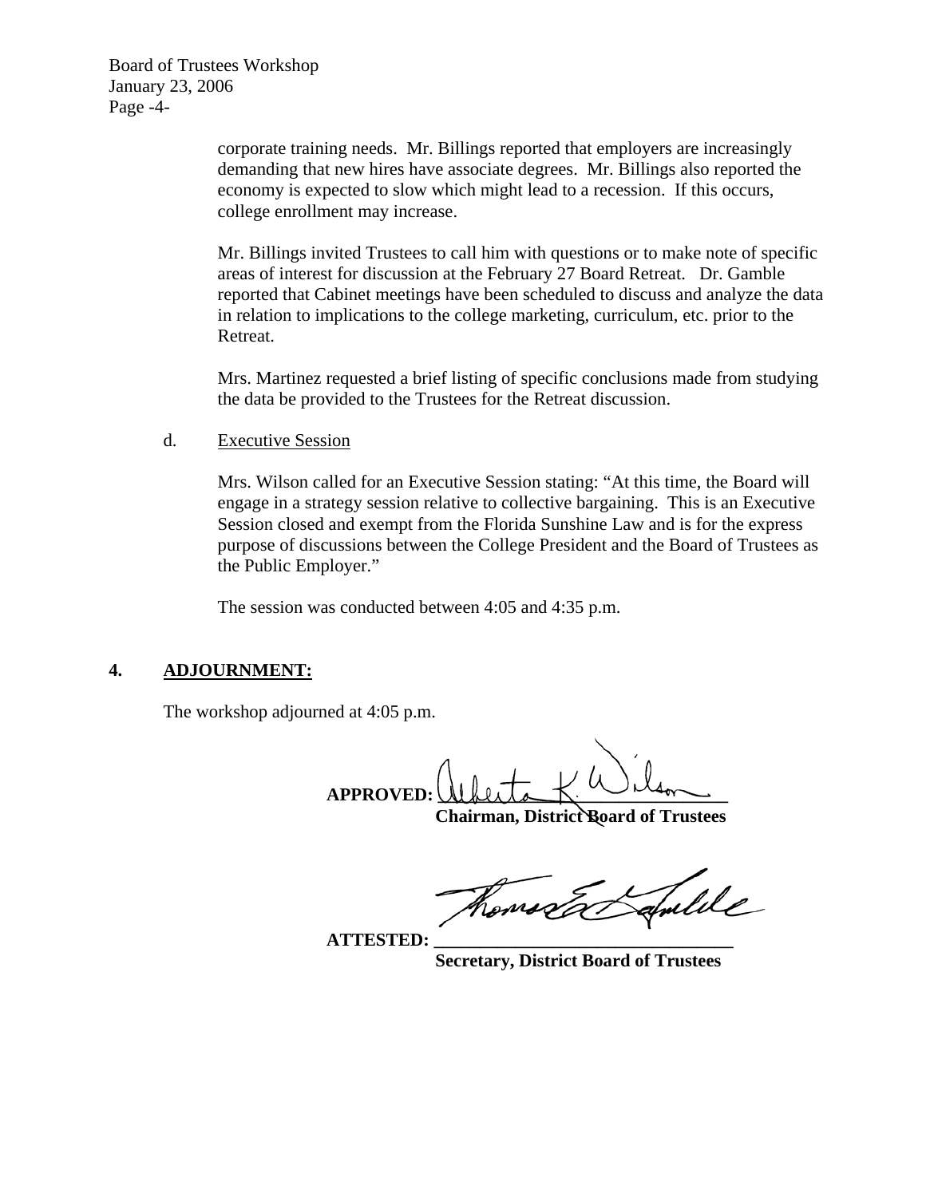corporate training needs. Mr. Billings reported that employers are increasingly demanding that new hires have associate degrees. Mr. Billings also reported the economy is expected to slow which might lead to a recession. If this occurs, college enrollment may increase.

Mr. Billings invited Trustees to call him with questions or to make note of specific areas of interest for discussion at the February 27 Board Retreat. Dr. Gamble reported that Cabinet meetings have been scheduled to discuss and analyze the data in relation to implications to the college marketing, curriculum, etc. prior to the Retreat.

Mrs. Martinez requested a brief listing of specific conclusions made from studying the data be provided to the Trustees for the Retreat discussion.

d. Executive Session

Mrs. Wilson called for an Executive Session stating: "At this time, the Board will engage in a strategy session relative to collective bargaining. This is an Executive Session closed and exempt from the Florida Sunshine Law and is for the express purpose of discussions between the College President and the Board of Trustees as the Public Employer."

The session was conducted between 4:05 and 4:35 p.m.

## 4. ADJOURNMENT:

The workshop adjourned at 4:05 p.m.

**APPROVED:** Alberta K. Wilson
**Chairman, District Board of Trustees**

**ATTESTED:** Thomas E. Gamble
**Secretary, District Board of Trustees**